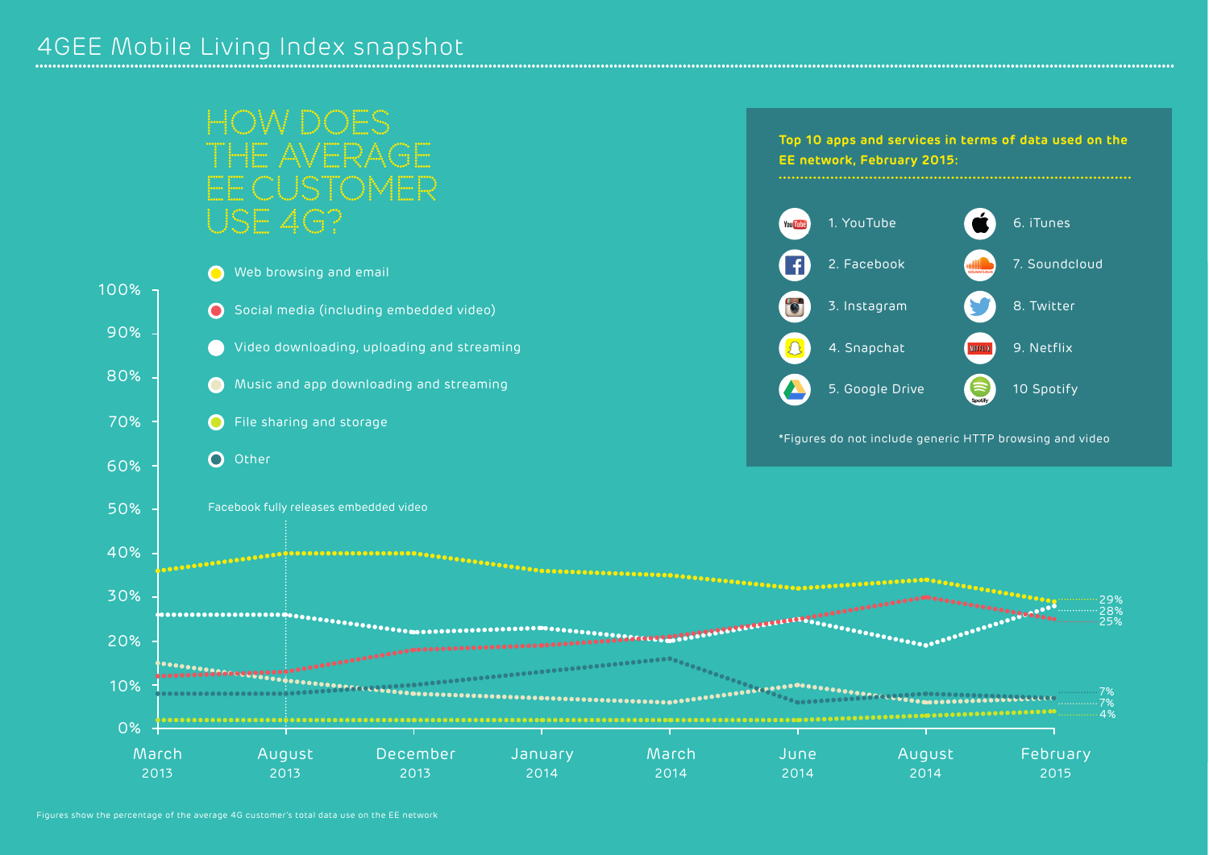# 4GEE Mobile Living Index snapshot

## HOW DOES THE AVERAGE EE CUSTOMER USE 4G?

- Web browsing and email
- Social media (including embedded video)
- Video downloading, uploading and streaming
- Music and app downloading and streaming
- File sharing and storage
- Other

Facebook fully releases embedded video

100%
90%
80%
70%
60%
50%
40%
30%
20%
10%
0%

March 2013 | August 2013 | December 2013 | January 2014 | March 2014 | June 2014 | August 2014 | February 2015

29%
28%
25%
7%
7%
4%

**Top 10 apps and services in terms of data used on the EE network, February 2015:**

1. YouTube
2. Facebook
3. Instagram
4. Snapchat
5. Google Drive
6. iTunes
7. Soundcloud
8. Twitter
9. Netflix
10 Spotify

*Figures do not include generic HTTP browsing and video

Figures show the percentage of the average 4G customer's total data use on the EE network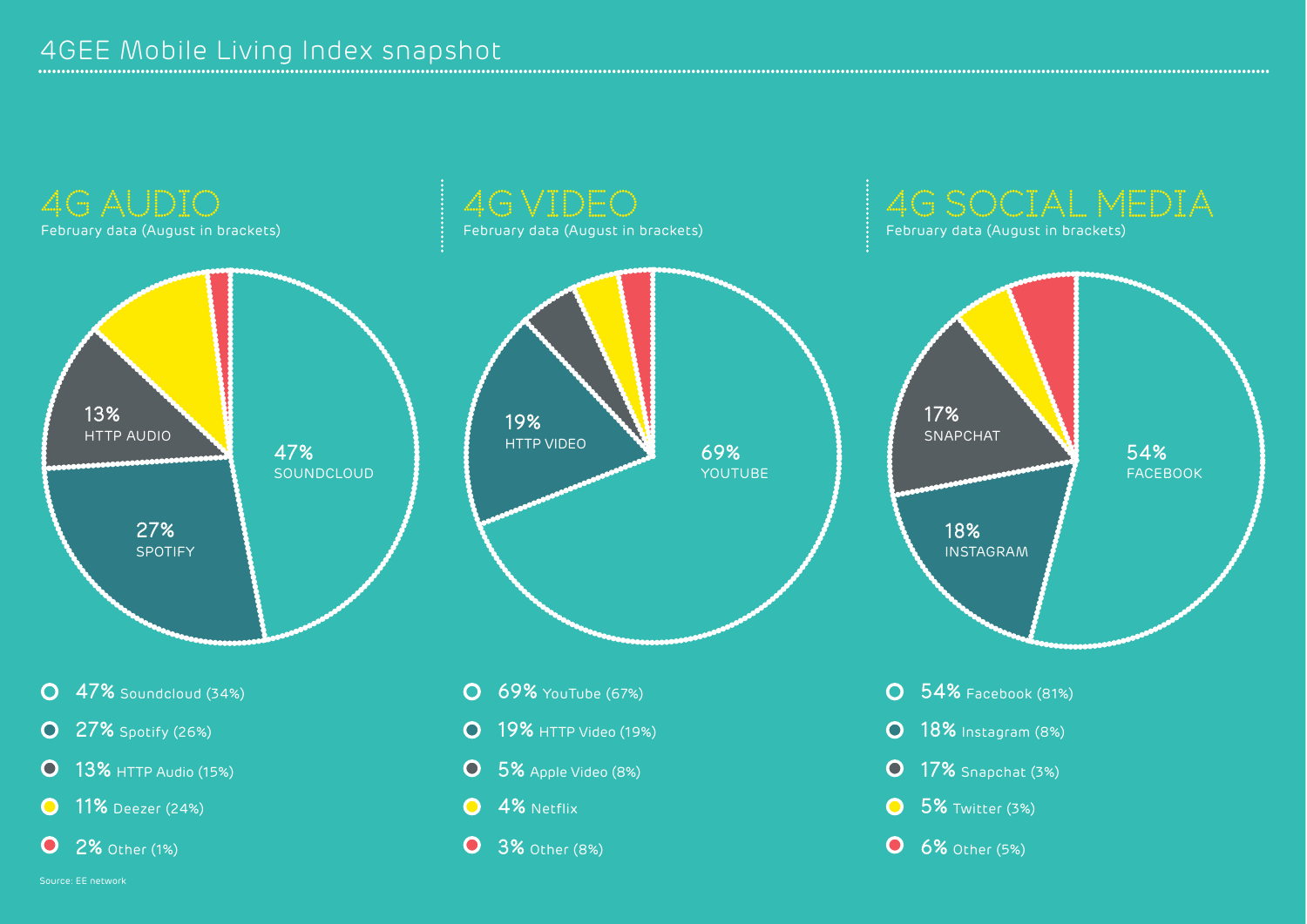# 4GEE Mobile Living Index snapshot

## 4G AUDIO

February data (August in brackets)

13% HTTP AUDIO

47% SOUNDCLOUD

27% SPOTIFY

- 47% Soundcloud (34%)
- 27% Spotify (26%)
- 13% HTTP Audio (15%)
- 11% Deezer (24%)
- 2% Other (1%)

## 4G VIDEO

February data (August in brackets)

19% HTTP VIDEO

69% YOUTUBE

- 69% YouTube (67%)
- 19% HTTP Video (19%)
- 5% Apple Video (8%)
- 4% Netflix
- 3% Other (8%)

## 4G SOCIAL MEDIA

February data (August in brackets)

17% SNAPCHAT

54% FACEBOOK

18% INSTAGRAM

- 54% Facebook (81%)
- 18% Instagram (8%)
- 17% Snapchat (3%)
- 5% Twitter (3%)
- 6% Other (5%)

Source: EE network